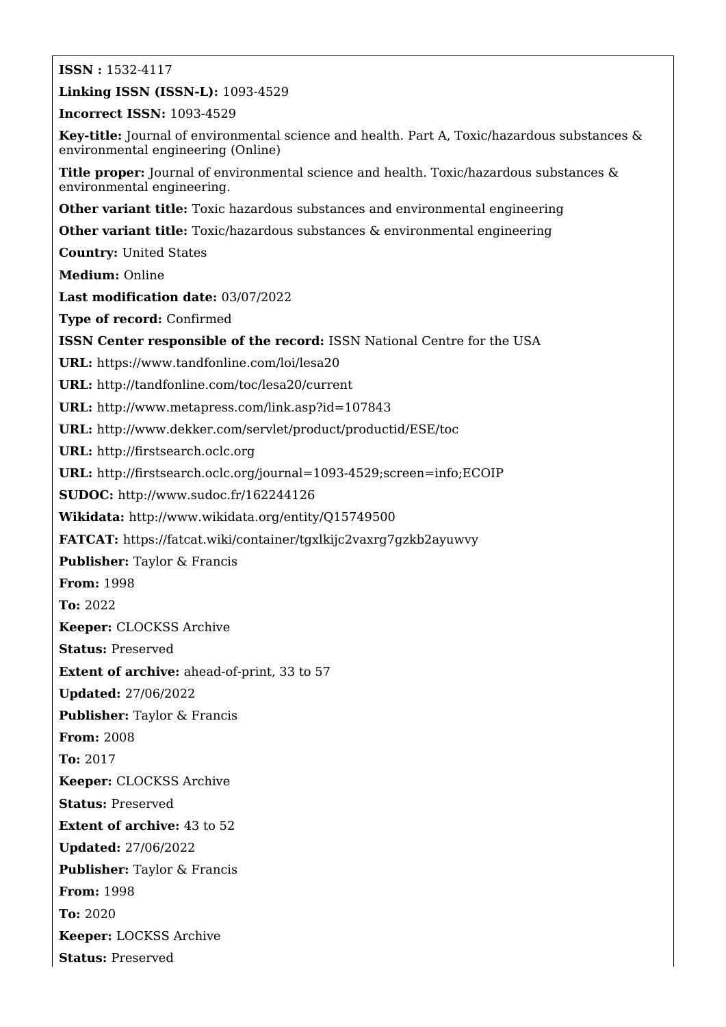**ISSN :** 1532-4117

**Linking ISSN (ISSN-L):** 1093-4529

**Incorrect ISSN:** 1093-4529

**Key-title:** Journal of environmental science and health. Part A, Toxic/hazardous substances & environmental engineering (Online)

**Title proper:** Journal of environmental science and health. Toxic/hazardous substances & environmental engineering.

**Other variant title:** Toxic hazardous substances and environmental engineering

**Other variant title:** Toxic/hazardous substances & environmental engineering

**Country:** United States

**Medium:** Online

**Last modification date:** 03/07/2022

**Type of record:** Confirmed

**ISSN Center responsible of the record:** ISSN National Centre for the USA

**URL:** https://www.tandfonline.com/loi/lesa20

**URL:** http://tandfonline.com/toc/lesa20/current

**URL:** http://www.metapress.com/link.asp?id=107843

**URL:** http://www.dekker.com/servlet/product/productid/ESE/toc

**URL:** http://firstsearch.oclc.org

**URL:** http://firstsearch.oclc.org/journal=1093-4529;screen=info;ECOIP

**SUDOC:** http://www.sudoc.fr/162244126

**Wikidata:** http://www.wikidata.org/entity/Q15749500

**FATCAT:** https://fatcat.wiki/container/tgxlkijc2vaxrg7gzkb2ayuwvy

**Publisher:** Taylor & Francis

**From:** 1998

**To:** 2022

**Keeper:** CLOCKSS Archive

**Status:** Preserved

**Extent of archive:** ahead-of-print, 33 to 57

**Updated:** 27/06/2022

**Publisher:** Taylor & Francis

**From:** 2008

**To:** 2017

**Keeper:** CLOCKSS Archive

**Status:** Preserved

**Extent of archive:** 43 to 52

**Updated:** 27/06/2022

**Publisher:** Taylor & Francis

**From:** 1998

**To:** 2020

**Keeper:** LOCKSS Archive

**Status:** Preserved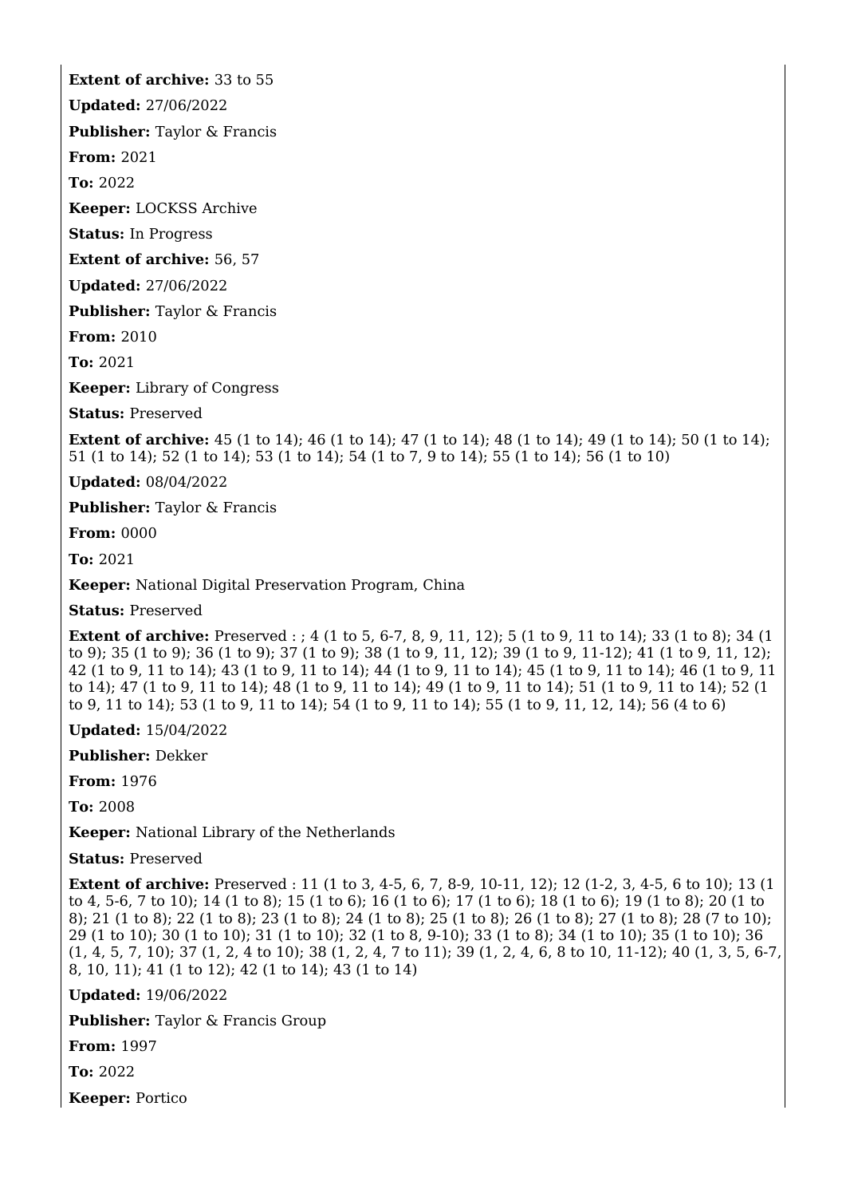**Extent of archive:** 33 to 55

**Updated:** 27/06/2022

**Publisher:** Taylor & Francis

**From:** 2021

**To:** 2022

**Keeper:** LOCKSS Archive

**Status:** In Progress

**Extent of archive:** 56, 57

**Updated:** 27/06/2022

**Publisher:** Taylor & Francis

**From:** 2010

**To:** 2021

**Keeper:** Library of Congress

**Status:** Preserved

**Extent of archive:** 45 (1 to 14); 46 (1 to 14); 47 (1 to 14); 48 (1 to 14); 49 (1 to 14); 50 (1 to 14); 51 (1 to 14); 52 (1 to 14); 53 (1 to 14); 54 (1 to 7, 9 to 14); 55 (1 to 14); 56 (1 to 10)

**Updated:** 08/04/2022

**Publisher:** Taylor & Francis

**From:** 0000

**To:** 2021

**Keeper:** National Digital Preservation Program, China

**Status:** Preserved

**Extent of archive:** Preserved : ; 4 (1 to 5, 6-7, 8, 9, 11, 12); 5 (1 to 9, 11 to 14); 33 (1 to 8); 34 (1 to 9); 35 (1 to 9); 36 (1 to 9); 37 (1 to 9); 38 (1 to 9, 11, 12); 39 (1 to 9, 11-12); 41 (1 to 9, 11, 12); 42 (1 to 9, 11 to 14); 43 (1 to 9, 11 to 14); 44 (1 to 9, 11 to 14); 45 (1 to 9, 11 to 14); 46 (1 to 9, 11 to 14); 47 (1 to 9, 11 to 14); 48 (1 to 9, 11 to 14); 49 (1 to 9, 11 to 14); 51 (1 to 9, 11 to 14); 52 (1 to 9, 11 to 14); 53 (1 to 9, 11 to 14); 54 (1 to 9, 11 to 14); 55 (1 to 9, 11, 12, 14); 56 (4 to 6)

**Updated:** 15/04/2022

**Publisher:** Dekker

**From:** 1976

**To:** 2008

**Keeper:** National Library of the Netherlands

**Status:** Preserved

**Extent of archive:** Preserved : 11 (1 to 3, 4-5, 6, 7, 8-9, 10-11, 12); 12 (1-2, 3, 4-5, 6 to 10); 13 (1 to 4, 5-6, 7 to 10); 14 (1 to 8); 15 (1 to 6); 16 (1 to 6); 17 (1 to 6); 18 (1 to 6); 19 (1 to 8); 20 (1 to 8); 21 (1 to 8); 22 (1 to 8); 23 (1 to 8); 24 (1 to 8); 25 (1 to 8); 26 (1 to 8); 27 (1 to 8); 28 (7 to 10); 29 (1 to 10); 30 (1 to 10); 31 (1 to 10); 32 (1 to 8, 9-10); 33 (1 to 8); 34 (1 to 10); 35 (1 to 10); 36 (1, 4, 5, 7, 10); 37 (1, 2, 4 to 10); 38 (1, 2, 4, 7 to 11); 39 (1, 2, 4, 6, 8 to 10, 11-12); 40 (1, 3, 5, 6-7, 8, 10, 11); 41 (1 to 12); 42 (1 to 14); 43 (1 to 14)

**Updated:** 19/06/2022

**Publisher:** Taylor & Francis Group

**From:** 1997

**To:** 2022

**Keeper:** Portico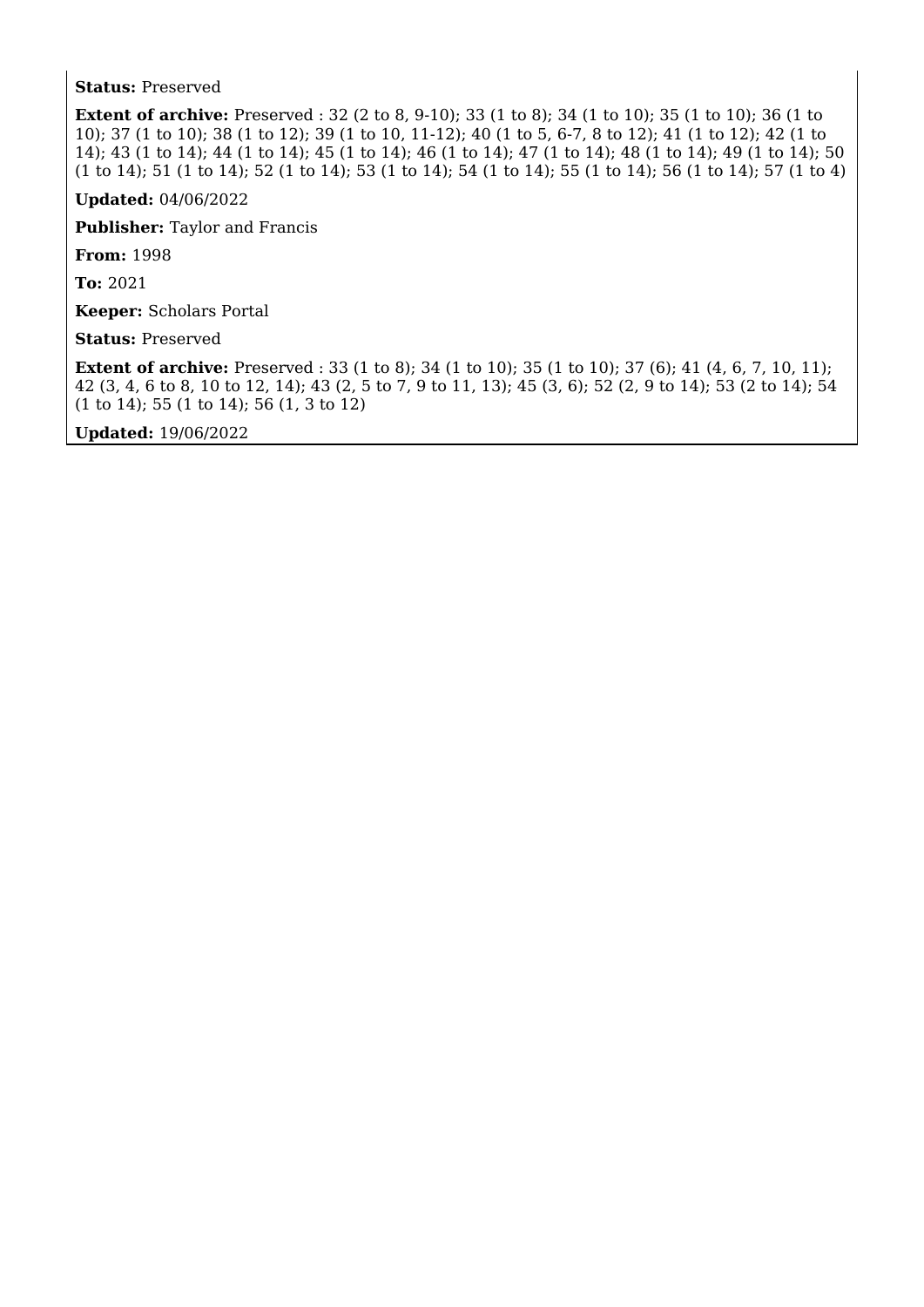**Status:** Preserved

**Extent of archive:** Preserved : 32 (2 to 8, 9-10); 33 (1 to 8); 34 (1 to 10); 35 (1 to 10); 36 (1 to 10); 37 (1 to 10); 38 (1 to 12); 39 (1 to 10, 11-12); 40 (1 to 5, 6-7, 8 to 12); 41 (1 to 12); 42 (1 to 14); 43 (1 to 14); 44 (1 to 14); 45 (1 to 14); 46 (1 to 14); 47 (1 to 14); 48 (1 to 14); 49 (1 to 14); 50 (1 to 14); 51 (1 to 14); 52 (1 to 14); 53 (1 to 14); 54 (1 to 14); 55 (1 to 14); 56 (1 to 14); 57 (1 to 4)

**Updated:** 04/06/2022

**Publisher:** Taylor and Francis

**From:** 1998

**To:** 2021

**Keeper:** Scholars Portal

**Status:** Preserved

**Extent of archive:** Preserved : 33 (1 to 8); 34 (1 to 10); 35 (1 to 10); 37 (6); 41 (4, 6, 7, 10, 11); 42 (3, 4, 6 to 8, 10 to 12, 14); 43 (2, 5 to 7, 9 to 11, 13); 45 (3, 6); 52 (2, 9 to 14); 53 (2 to 14); 54 (1 to 14); 55 (1 to 14); 56 (1, 3 to 12)

**Updated:** 19/06/2022